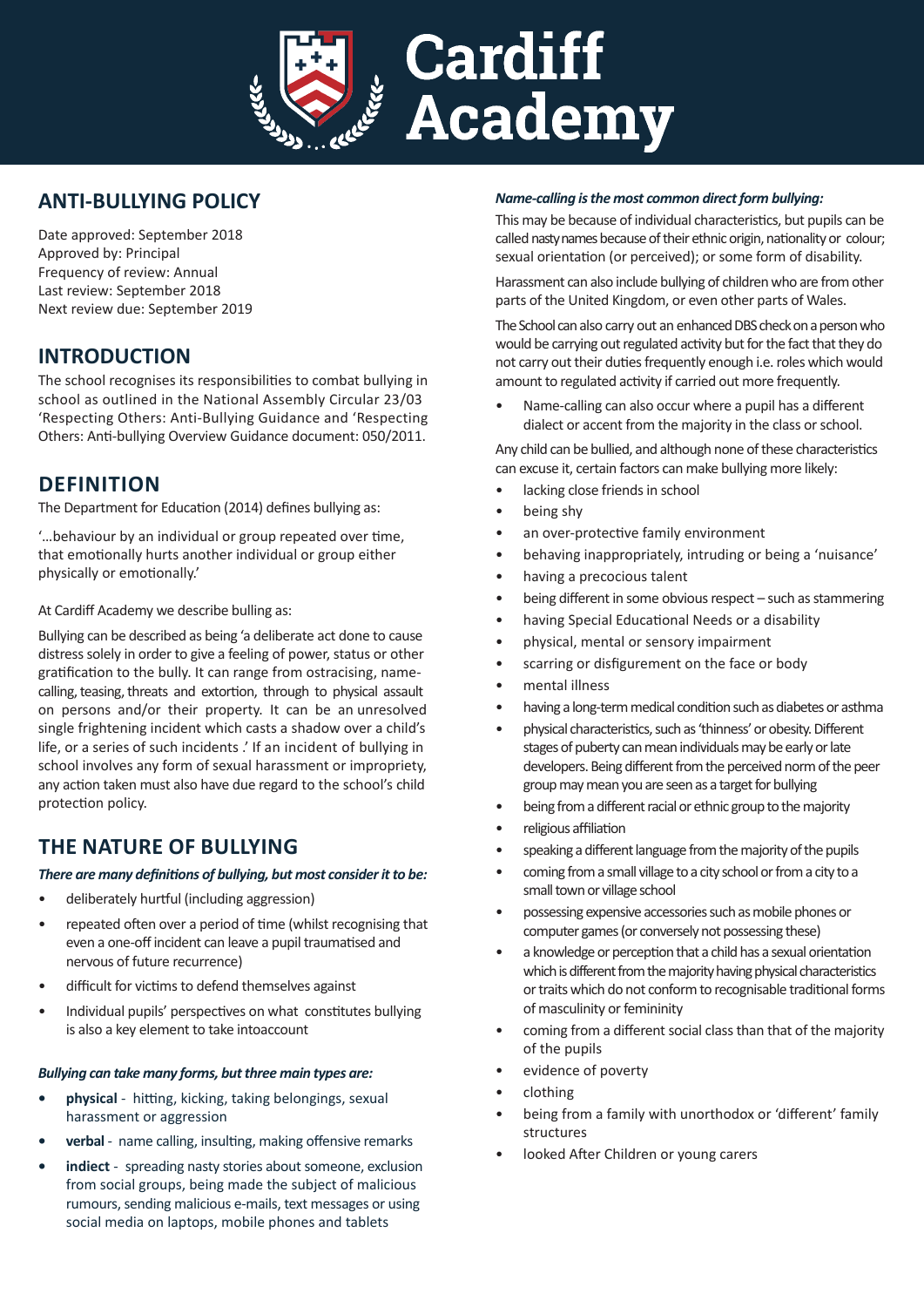# Cardiff Academy

## ANTI-BULLYING POLICY

Date approved: September 2018
Approved by: Principal
Frequency of review: Annual
Last review: September 2018
Next review due: September 2019

## INTRODUCTION

The school recognises its responsibilities to combat bullying in school as outlined in the National Assembly Circular 23/03 'Respecting Others: Anti-Bullying Guidance and 'Respecting Others: Anti-bullying Overview Guidance document: 050/2011.

## DEFINITION

The Department for Education (2014) defines bullying as:

'...behaviour by an individual or group repeated over time, that emotionally hurts another individual or group either physically or emotionally.'

At Cardiff Academy we describe bulling as:

Bullying can be described as being 'a deliberate act done to cause distress solely in order to give a feeling of power, status or other gratification to the bully. It can range from ostracising, name-calling, teasing, threats and extortion, through to physical assault on persons and/or their property. It can be an unresolved single frightening incident which casts a shadow over a child's life, or a series of such incidents .' If an incident of bullying in school involves any form of sexual harassment or impropriety, any action taken must also have due regard to the school's child protection policy.

## THE NATURE OF BULLYING

***There are many definitions of bullying, but most consider it to be:***

- deliberately hurtful (including aggression)
- repeated often over a period of time (whilst recognising that even a one-off incident can leave a pupil traumatised and nervous of future recurrence)
- difficult for victims to defend themselves against
- Individual pupils' perspectives on what constitutes bullying is also a key element to take intoaccount

***Bullying can take many forms, but three main types are:***

- **physical** - hitting, kicking, taking belongings, sexual harassment or aggression
- **verbal** - name calling, insulting, making offensive remarks
- **indiect** - spreading nasty stories about someone, exclusion from social groups, being made the subject of malicious rumours, sending malicious e-mails, text messages or using social media on laptops, mobile phones and tablets

***Name-calling is the most common direct form bullying:***

This may be because of individual characteristics, but pupils can be called nasty names because of their ethnic origin, nationality or colour; sexual orientation (or perceived); or some form of disability.

Harassment can also include bullying of children who are from other parts of the United Kingdom, or even other parts of Wales.

The School can also carry out an enhanced DBS check on a person who would be carrying out regulated activity but for the fact that they do not carry out their duties frequently enough i.e. roles which would amount to regulated activity if carried out more frequently.

- Name-calling can also occur where a pupil has a different dialect or accent from the majority in the class or school.

Any child can be bullied, and although none of these characteristics can excuse it, certain factors can make bullying more likely:

- lacking close friends in school
- being shy
- an over-protective family environment
- behaving inappropriately, intruding or being a 'nuisance'
- having a precocious talent
- being different in some obvious respect – such as stammering
- having Special Educational Needs or a disability
- physical, mental or sensory impairment
- scarring or disfigurement on the face or body
- mental illness
- having a long-term medical condition such as diabetes or asthma
- physical characteristics, such as 'thinness' or obesity. Different stages of puberty can mean individuals may be early or late developers. Being different from the perceived norm of the peer group may mean you are seen as a target for bullying
- being from a different racial or ethnic group to the majority
- religious affiliation
- speaking a different language from the majority of the pupils
- coming from a small village to a city school or from a city to a small town or village school
- possessing expensive accessories such as mobile phones or computer games (or conversely not possessing these)
- a knowledge or perception that a child has a sexual orientation which is different from the majority having physical characteristics or traits which do not conform to recognisable traditional forms of masculinity or femininity
- coming from a different social class than that of the majority of the pupils
- evidence of poverty
- clothing
- being from a family with unorthodox or 'different' family structures
- looked After Children or young carers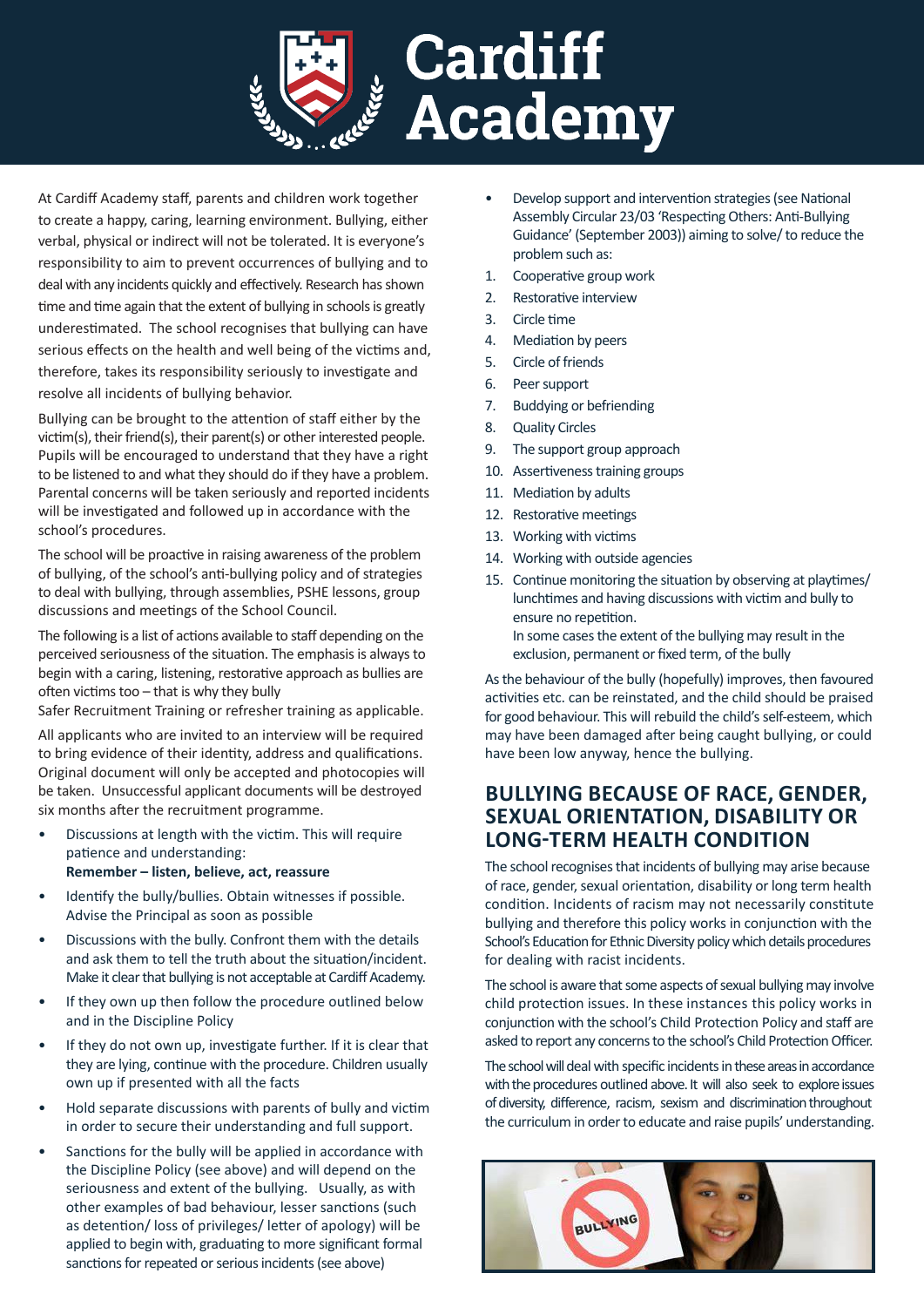# Cardiff Academy

At Cardiff Academy staff, parents and children work together to create a happy, caring, learning environment. Bullying, either verbal, physical or indirect will not be tolerated. It is everyone's responsibility to aim to prevent occurrences of bullying and to deal with any incidents quickly and effectively. Research has shown time and time again that the extent of bullying in schools is greatly underestimated. The school recognises that bullying can have serious effects on the health and well being of the victims and, therefore, takes its responsibility seriously to investigate and resolve all incidents of bullying behavior.

Bullying can be brought to the attention of staff either by the victim(s), their friend(s), their parent(s) or other interested people. Pupils will be encouraged to understand that they have a right to be listened to and what they should do if they have a problem. Parental concerns will be taken seriously and reported incidents will be investigated and followed up in accordance with the school's procedures.

The school will be proactive in raising awareness of the problem of bullying, of the school's anti-bullying policy and of strategies to deal with bullying, through assemblies, PSHE lessons, group discussions and meetings of the School Council.

The following is a list of actions available to staff depending on the perceived seriousness of the situation. The emphasis is always to begin with a caring, listening, restorative approach as bullies are often victims too – that is why they bully

Safer Recruitment Training or refresher training as applicable.

All applicants who are invited to an interview will be required to bring evidence of their identity, address and qualifications. Original document will only be accepted and photocopies will be taken. Unsuccessful applicant documents will be destroyed six months after the recruitment programme.

- Discussions at length with the victim. This will require patience and understanding:
  **Remember – listen, believe, act, reassure**
- Identify the bully/bullies. Obtain witnesses if possible. Advise the Principal as soon as possible
- Discussions with the bully. Confront them with the details and ask them to tell the truth about the situation/incident. Make it clear that bullying is not acceptable at Cardiff Academy.
- If they own up then follow the procedure outlined below and in the Discipline Policy
- If they do not own up, investigate further. If it is clear that they are lying, continue with the procedure. Children usually own up if presented with all the facts
- Hold separate discussions with parents of bully and victim in order to secure their understanding and full support.
- Sanctions for the bully will be applied in accordance with the Discipline Policy (see above) and will depend on the seriousness and extent of the bullying. Usually, as with other examples of bad behaviour, lesser sanctions (such as detention/ loss of privileges/ letter of apology) will be applied to begin with, graduating to more significant formal sanctions for repeated or serious incidents (see above)
- Develop support and intervention strategies (see National Assembly Circular 23/03 'Respecting Others: Anti-Bullying Guidance' (September 2003)) aiming to solve/ to reduce the problem such as:

1. Cooperative group work
2. Restorative interview
3. Circle time
4. Mediation by peers
5. Circle of friends
6. Peer support
7. Buddying or befriending
8. Quality Circles
9. The support group approach
10. Assertiveness training groups
11. Mediation by adults
12. Restorative meetings
13. Working with victims
14. Working with outside agencies
15. Continue monitoring the situation by observing at playtimes/ lunchtimes and having discussions with victim and bully to ensure no repetition.
    In some cases the extent of the bullying may result in the exclusion, permanent or fixed term, of the bully

As the behaviour of the bully (hopefully) improves, then favoured activities etc. can be reinstated, and the child should be praised for good behaviour. This will rebuild the child's self-esteem, which may have been damaged after being caught bullying, or could have been low anyway, hence the bullying.

## BULLYING BECAUSE OF RACE, GENDER, SEXUAL ORIENTATION, DISABILITY OR LONG-TERM HEALTH CONDITION

The school recognises that incidents of bullying may arise because of race, gender, sexual orientation, disability or long term health condition. Incidents of racism may not necessarily constitute bullying and therefore this policy works in conjunction with the School's Education for Ethnic Diversity policy which details procedures for dealing with racist incidents.

The school is aware that some aspects of sexual bullying may involve child protection issues. In these instances this policy works in conjunction with the school's Child Protection Policy and staff are asked to report any concerns to the school's Child Protection Officer.

The school will deal with specific incidents in these areas in accordance with the procedures outlined above. It will also seek to explore issues of diversity, difference, racism, sexism and discrimination throughout the curriculum in order to educate and raise pupils' understanding.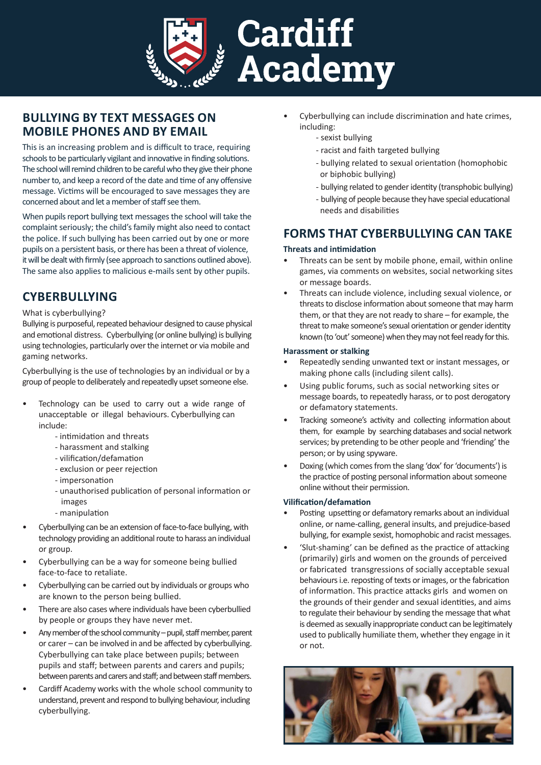# Cardiff Academy

## BULLYING BY TEXT MESSAGES ON MOBILE PHONES AND BY EMAIL

This is an increasing problem and is difficult to trace, requiring schools to be particularly vigilant and innovative in finding solutions. The school will remind children to be careful who they give their phone number to, and keep a record of the date and time of any offensive message. Victims will be encouraged to save messages they are concerned about and let a member of staff see them.

When pupils report bullying text messages the school will take the complaint seriously; the child's family might also need to contact the police. If such bullying has been carried out by one or more pupils on a persistent basis, or there has been a threat of violence, it will be dealt with firmly (see approach to sanctions outlined above). The same also applies to malicious e-mails sent by other pupils.

## CYBERBULLYING

What is cyberbullying?
Bullying is purposeful, repeated behaviour designed to cause physical and emotional distress. Cyberbullying (or online bullying) is bullying using technologies, particularly over the internet or via mobile and gaming networks.

Cyberbullying is the use of technologies by an individual or by a group of people to deliberately and repeatedly upset someone else.

- Technology can be used to carry out a wide range of unacceptable or illegal behaviours. Cyberbullying can include:
  - intimidation and threats
  - harassment and stalking
  - vilification/defamation
  - exclusion or peer rejection
  - impersonation
  - unauthorised publication of personal information or images
  - manipulation
- Cyberbullying can be an extension of face-to-face bullying, with technology providing an additional route to harass an individual or group.
- Cyberbullying can be a way for someone being bullied face-to-face to retaliate.
- Cyberbullying can be carried out by individuals or groups who are known to the person being bullied.
- There are also cases where individuals have been cyberbullied by people or groups they have never met.
- Any member of the school community – pupil, staff member, parent or carer – can be involved in and be affected by cyberbullying. Cyberbullying can take place between pupils; between pupils and staff; between parents and carers and pupils; between parents and carers and staff; and between staff members.
- Cardiff Academy works with the whole school community to understand, prevent and respond to bullying behaviour, including cyberbullying.
- Cyberbullying can include discrimination and hate crimes, including:
  - sexist bullying
  - racist and faith targeted bullying
  - bullying related to sexual orientation (homophobic or biphobic bullying)
  - bullying related to gender identity (transphobic bullying)
  - bullying of people because they have special educational needs and disabilities

## FORMS THAT CYBERBULLYING CAN TAKE

### Threats and intimidation

- Threats can be sent by mobile phone, email, within online games, via comments on websites, social networking sites or message boards.
- Threats can include violence, including sexual violence, or threats to disclose information about someone that may harm them, or that they are not ready to share – for example, the threat to make someone's sexual orientation or gender identity known (to 'out' someone) when they may not feel ready for this.

### Harassment or stalking

- Repeatedly sending unwanted text or instant messages, or making phone calls (including silent calls).
- Using public forums, such as social networking sites or message boards, to repeatedly harass, or to post derogatory or defamatory statements.
- Tracking someone's activity and collecting information about them, for example by searching databases and social network services; by pretending to be other people and 'friending' the person; or by using spyware.
- Doxing (which comes from the slang 'dox' for 'documents') is the practice of posting personal information about someone online without their permission.

### Vilification/defamation

- Posting upsetting or defamatory remarks about an individual online, or name-calling, general insults, and prejudice-based bullying, for example sexist, homophobic and racist messages.
- 'Slut-shaming' can be defined as the practice of attacking (primarily) girls and women on the grounds of perceived or fabricated transgressions of socially acceptable sexual behaviours i.e. reposting of texts or images, or the fabrication of information. This practice attacks girls and women on the grounds of their gender and sexual identities, and aims to regulate their behaviour by sending the message that what is deemed as sexually inappropriate conduct can be legitimately used to publically humiliate them, whether they engage in it or not.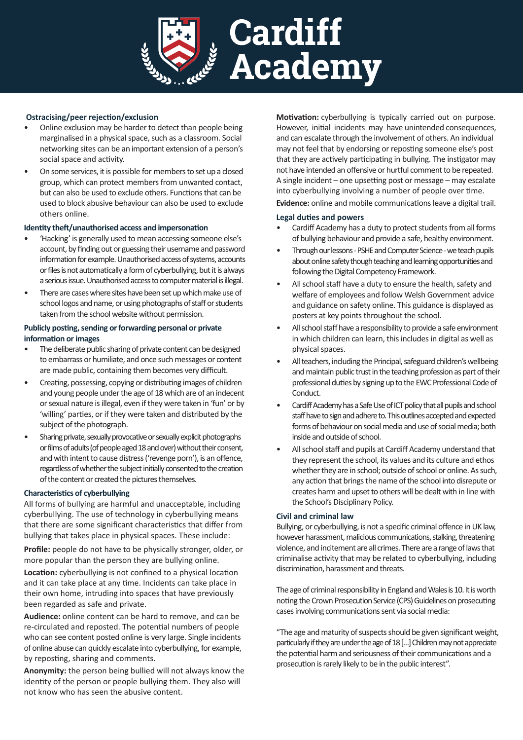### Ostracising/peer rejection/exclusion

- Online exclusion may be harder to detect than people being marginalised in a physical space, such as a classroom. Social networking sites can be an important extension of a person's social space and activity.
- On some services, it is possible for members to set up a closed group, which can protect members from unwanted contact, but can also be used to exclude others. Functions that can be used to block abusive behaviour can also be used to exclude others online.

### Identity theft/unauthorised access and impersonation

- 'Hacking' is generally used to mean accessing someone else's account, by finding out or guessing their username and password information for example. Unauthorised access of systems, accounts or files is not automatically a form of cyberbullying, but it is always a serious issue. Unauthorised access to computer material is illegal.
- There are cases where sites have been set up which make use of school logos and name, or using photographs of staff or students taken from the school website without permission.

### Publicly posting, sending or forwarding personal or private information or images

- The deliberate public sharing of private content can be designed to embarrass or humiliate, and once such messages or content are made public, containing them becomes very difficult.
- Creating, possessing, copying or distributing images of children and young people under the age of 18 which are of an indecent or sexual nature is illegal, even if they were taken in 'fun' or by 'willing' parties, or if they were taken and distributed by the subject of the photograph.
- Sharing private, sexually provocative or sexually explicit photographs or films of adults (of people aged 18 and over) without their consent, and with intent to cause distress ('revenge porn'), is an offence, regardless of whether the subject initially consented to the creation of the content or created the pictures themselves.

### Characteristics of cyberbullying

All forms of bullying are harmful and unacceptable, including cyberbullying. The use of technology in cyberbullying means that there are some significant characteristics that differ from bullying that takes place in physical spaces. These include:

**Profile:** people do not have to be physically stronger, older, or more popular than the person they are bullying online.

**Location:** cyberbullying is not confined to a physical location and it can take place at any time. Incidents can take place in their own home, intruding into spaces that have previously been regarded as safe and private.

**Audience:** online content can be hard to remove, and can be re-circulated and reposted. The potential numbers of people who can see content posted online is very large. Single incidents of online abuse can quickly escalate into cyberbullying, for example, by reposting, sharing and comments.

**Anonymity:** the person being bullied will not always know the identity of the person or people bullying them. They also will not know who has seen the abusive content.

**Motivation:** cyberbullying is typically carried out on purpose. However, initial incidents may have unintended consequences, and can escalate through the involvement of others. An individual may not feel that by endorsing or reposting someone else's post that they are actively participating in bullying. The instigator may not have intended an offensive or hurtful comment to be repeated. A single incident – one upsetting post or message – may escalate into cyberbullying involving a number of people over time.

**Evidence:** online and mobile communications leave a digital trail.

### Legal duties and powers

- Cardiff Academy has a duty to protect students from all forms of bullying behaviour and provide a safe, healthy environment.
- Through our lessons - PSHE and Computer Science - we teach pupils about online safety though teaching and learning opportunities and following the Digital Competency Framework.
- All school staff have a duty to ensure the health, safety and welfare of employees and follow Welsh Government advice and guidance on safety online. This guidance is displayed as posters at key points throughout the school.
- All school staff have a responsibility to provide a safe environment in which children can learn, this includes in digital as well as physical spaces.
- All teachers, including the Principal, safeguard children's wellbeing and maintain public trust in the teaching profession as part of their professional duties by signing up to the EWC Professional Code of Conduct.
- Cardiff Academy has a Safe Use of ICT policy that all pupils and school staff have to sign and adhere to. This outlines accepted and expected forms of behaviour on social media and use of social media; both inside and outside of school.
- All school staff and pupils at Cardiff Academy understand that they represent the school, its values and its culture and ethos whether they are in school; outside of school or online. As such, any action that brings the name of the school into disrepute or creates harm and upset to others will be dealt with in line with the School's Disciplinary Policy.

### Civil and criminal law

Bullying, or cyberbullying, is not a specific criminal offence in UK law, however harassment, malicious communications, stalking, threatening violence, and incitement are all crimes. There are a range of laws that criminalise activity that may be related to cyberbullying, including discrimination, harassment and threats.

The age of criminal responsibility in England and Wales is 10. It is worth noting the Crown Prosecution Service (CPS) Guidelines on prosecuting cases involving communications sent via social media:

"The age and maturity of suspects should be given significant weight, particularly if they are under the age of 18 [...] Children may not appreciate the potential harm and seriousness of their communications and a prosecution is rarely likely to be in the public interest".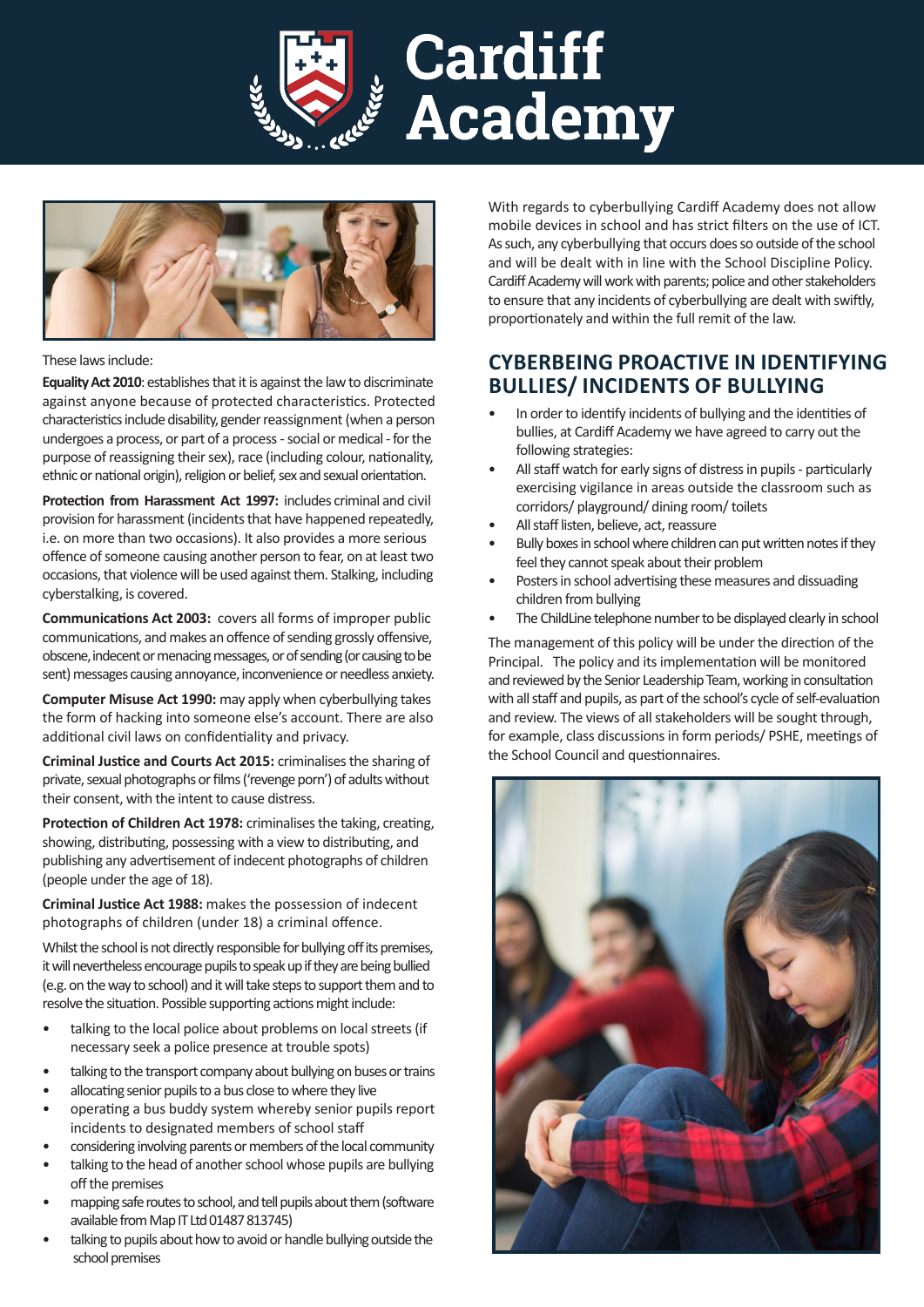These laws include:

**Equality Act 2010**: establishes that it is against the law to discriminate against anyone because of protected characteristics. Protected characteristics include disability, gender reassignment (when a person undergoes a process, or part of a process - social or medical - for the purpose of reassigning their sex), race (including colour, nationality, ethnic or national origin), religion or belief, sex and sexual orientation.

**Protection from Harassment Act 1997:** includes criminal and civil provision for harassment (incidents that have happened repeatedly, i.e. on more than two occasions). It also provides a more serious offence of someone causing another person to fear, on at least two occasions, that violence will be used against them. Stalking, including cyberstalking, is covered.

**Communications Act 2003:** covers all forms of improper public communications, and makes an offence of sending grossly offensive, obscene, indecent or menacing messages, or of sending (or causing to be sent) messages causing annoyance, inconvenience or needless anxiety.

**Computer Misuse Act 1990:** may apply when cyberbullying takes the form of hacking into someone else's account. There are also additional civil laws on confidentiality and privacy.

**Criminal Justice and Courts Act 2015:** criminalises the sharing of private, sexual photographs or films ('revenge porn') of adults without their consent, with the intent to cause distress.

**Protection of Children Act 1978:** criminalises the taking, creating, showing, distributing, possessing with a view to distributing, and publishing any advertisement of indecent photographs of children (people under the age of 18).

**Criminal Justice Act 1988:** makes the possession of indecent photographs of children (under 18) a criminal offence.

Whilst the school is not directly responsible for bullying off its premises, it will nevertheless encourage pupils to speak up if they are being bullied (e.g. on the way to school) and it will take steps to support them and to resolve the situation. Possible supporting actions might include:

- talking to the local police about problems on local streets (if necessary seek a police presence at trouble spots)
- talking to the transport company about bullying on buses or trains
- allocating senior pupils to a bus close to where they live
- operating a bus buddy system whereby senior pupils report incidents to designated members of school staff
- considering involving parents or members of the local community
- talking to the head of another school whose pupils are bullying off the premises
- mapping safe routes to school, and tell pupils about them (software available from Map IT Ltd 01487 813745)
- talking to pupils about how to avoid or handle bullying outside the school premises

With regards to cyberbullying Cardiff Academy does not allow mobile devices in school and has strict filters on the use of ICT. As such, any cyberbullying that occurs does so outside of the school and will be dealt with in line with the School Discipline Policy. Cardiff Academy will work with parents; police and other stakeholders to ensure that any incidents of cyberbullying are dealt with swiftly, proportionately and within the full remit of the law.

## CYBERBEING PROACTIVE IN IDENTIFYING BULLIES/ INCIDENTS OF BULLYING

- In order to identify incidents of bullying and the identities of bullies, at Cardiff Academy we have agreed to carry out the following strategies:
- All staff watch for early signs of distress in pupils - particularly exercising vigilance in areas outside the classroom such as corridors/ playground/ dining room/ toilets
- All staff listen, believe, act, reassure
- Bully boxes in school where children can put written notes if they feel they cannot speak about their problem
- Posters in school advertising these measures and dissuading children from bullying
- The ChildLine telephone number to be displayed clearly in school

The management of this policy will be under the direction of the Principal. The policy and its implementation will be monitored and reviewed by the Senior Leadership Team, working in consultation with all staff and pupils, as part of the school's cycle of self-evaluation and review. The views of all stakeholders will be sought through, for example, class discussions in form periods/ PSHE, meetings of the School Council and questionnaires.